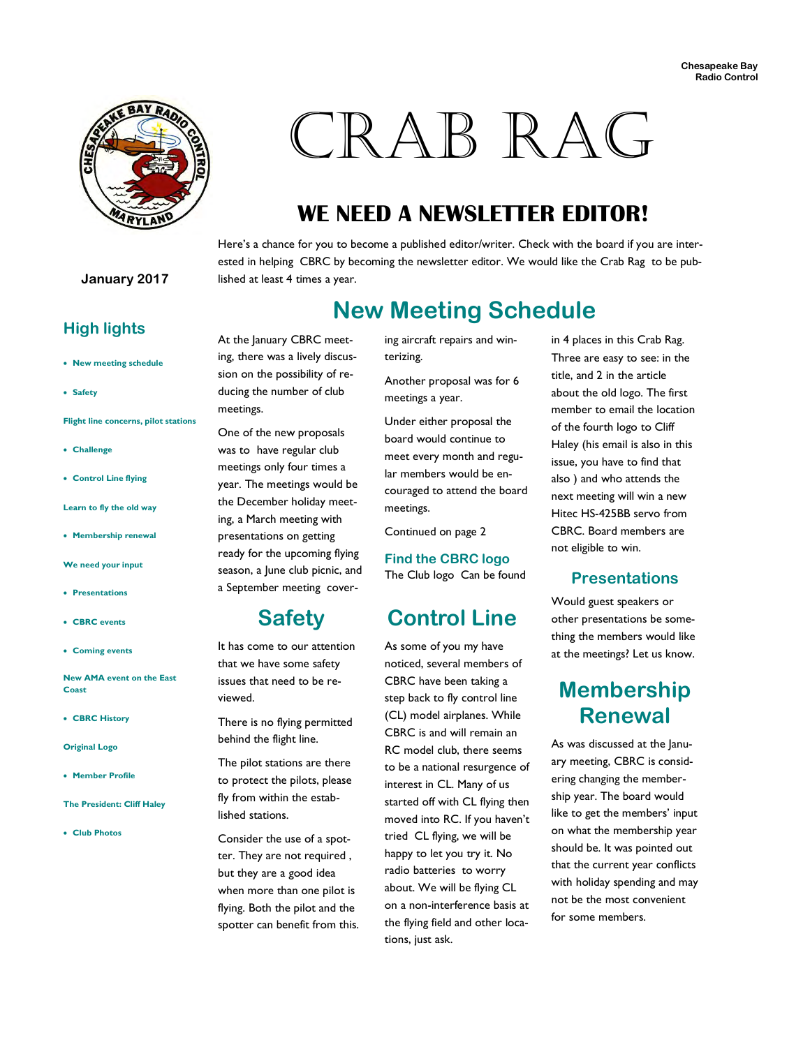Chesapeake Bay Radio Control

# CRAB RAG

## WE NEED A NEWSLETTER EDITOR!

Here's a chance for you to become a published editor/writer. Check with the board if you are interested in helping CBRC by becoming the newsletter editor. We would like the Crab Rag to be published at least 4 times a year.

**January 2017**

### High lights

- New meeting schedule
- Safety

Flight line concerns, pilot stations

- Challenge
- Control Line flying

Learn to fly the old way

- Membership renewal

We need your input

- Presentations
- CBRC events
- Coming events

New AMA event on the East Coast

- CBRC History

Original Logo

- Member Profile

The President: Cliff Haley

- Club Photos

## New Meeting Schedule

At the January CBRC meeting, there was a lively discussion on the possibility of reducing the number of club meetings.

One of the new proposals was to have regular club meetings only four times a year. The meetings would be the December holiday meeting, a March meeting with presentations on getting ready for the upcoming flying season, a June club picnic, and a September meeting covering aircraft repairs and winterizing.

Another proposal was for 6 meetings a year.

Under either proposal the board would continue to meet every month and regular members would be encouraged to attend the board meetings.

Continued on page 2

## Safety

It has come to our attention that we have some safety issues that need to be reviewed.

There is no flying permitted behind the flight line.

The pilot stations are there to protect the pilots, please fly from within the established stations.

Consider the use of a spotter. They are not required , but they are a good idea when more than one pilot is flying. Both the pilot and the spotter can benefit from this.

### Find the CBRC logo

The Club logo Can be found in 4 places in this Crab Rag. Three are easy to see: in the title, and 2 in the article about the old logo. The first member to email the location of the fourth logo to Cliff Haley (his email is also in this issue, you have to find that also ) and who attends the next meeting will win a new Hitec HS-425BB servo from CBRC. Board members are not eligible to win.

## Control Line

As some of you my have noticed, several members of CBRC have been taking a step back to fly control line (CL) model airplanes. While CBRC is and will remain an RC model club, there seems to be a national resurgence of interest in CL. Many of us started off with CL flying then moved into RC. If you haven't tried CL flying, we will be happy to let you try it. No radio batteries to worry about. We will be flying CL on a non-interference basis at the flying field and other locations, just ask.

### Presentations

Would guest speakers or other presentations be something the members would like at the meetings? Let us know.

## Membership Renewal

As was discussed at the January meeting, CBRC is considering changing the membership year. The board would like to get the members' input on what the membership year should be. It was pointed out that the current year conflicts with holiday spending and may not be the most convenient for some members.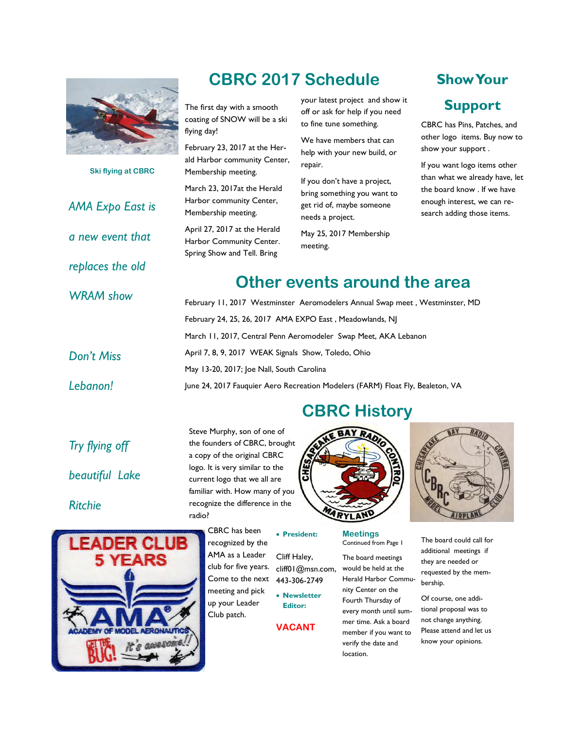Ski flying at CBRC

*AMA Expo East is a new event that replaces the old WRAM show*

*Don't Miss Lebanon!*

*Try flying off beautiful Lake Ritchie*

## CBRC 2017 Schedule

The first day with a smooth coating of SNOW will be a ski flying day!

February 23, 2017 at the Herald Harbor community Center, Membership meeting.

March 23, 2017at the Herald Harbor community Center, Membership meeting.

April 27, 2017 at the Herald Harbor Community Center. Spring Show and Tell. Bring your latest project and show it off or ask for help if you need to fine tune something.

We have members that can help with your new build, or repair.

If you don't have a project, bring something you want to get rid of, maybe someone needs a project.

May 25, 2017 Membership meeting.

## Show Your Support

CBRC has Pins, Patches, and other logo items. Buy now to show your support .

If you want logo items other than what we already have, let the board know . If we have enough interest, we can research adding those items.

## Other events around the area

February 11, 2017 Westminster Aeromodelers Annual Swap meet , Westminster, MD

February 24, 25, 26, 2017 AMA EXPO East , Meadowlands, NJ

March 11, 2017, Central Penn Aeromodeler Swap Meet, AKA Lebanon

April 7, 8, 9, 2017 WEAK Signals Show, Toledo, Ohio

May 13-20, 2017; Joe Nall, South Carolina

June 24, 2017 Fauquier Aero Recreation Modelers (FARM) Float Fly, Bealeton, VA

## CBRC History

Steve Murphy, son of one of the founders of CBRC, brought a copy of the original CBRC logo. It is very similar to the current logo that we all are familiar with. How many of you recognize the difference in the radio?

CBRC has been recognized by the AMA as a Leader club for five years. Come to the next meeting and pick up your Leader Club patch.

- **President:**

Cliff Haley, cliff01@msn.com, 443-306-2749

- **Newsletter Editor:**

**VACANT**

### Meetings

Continued from Page 1

The board meetings would be held at the Herald Harbor Community Center on the Fourth Thursday of every month until summer time. Ask a board member if you want to verify the date and location.

The board could call for additional meetings if they are needed or requested by the membership.

Of course, one additional proposal was to not change anything. Please attend and let us know your opinions.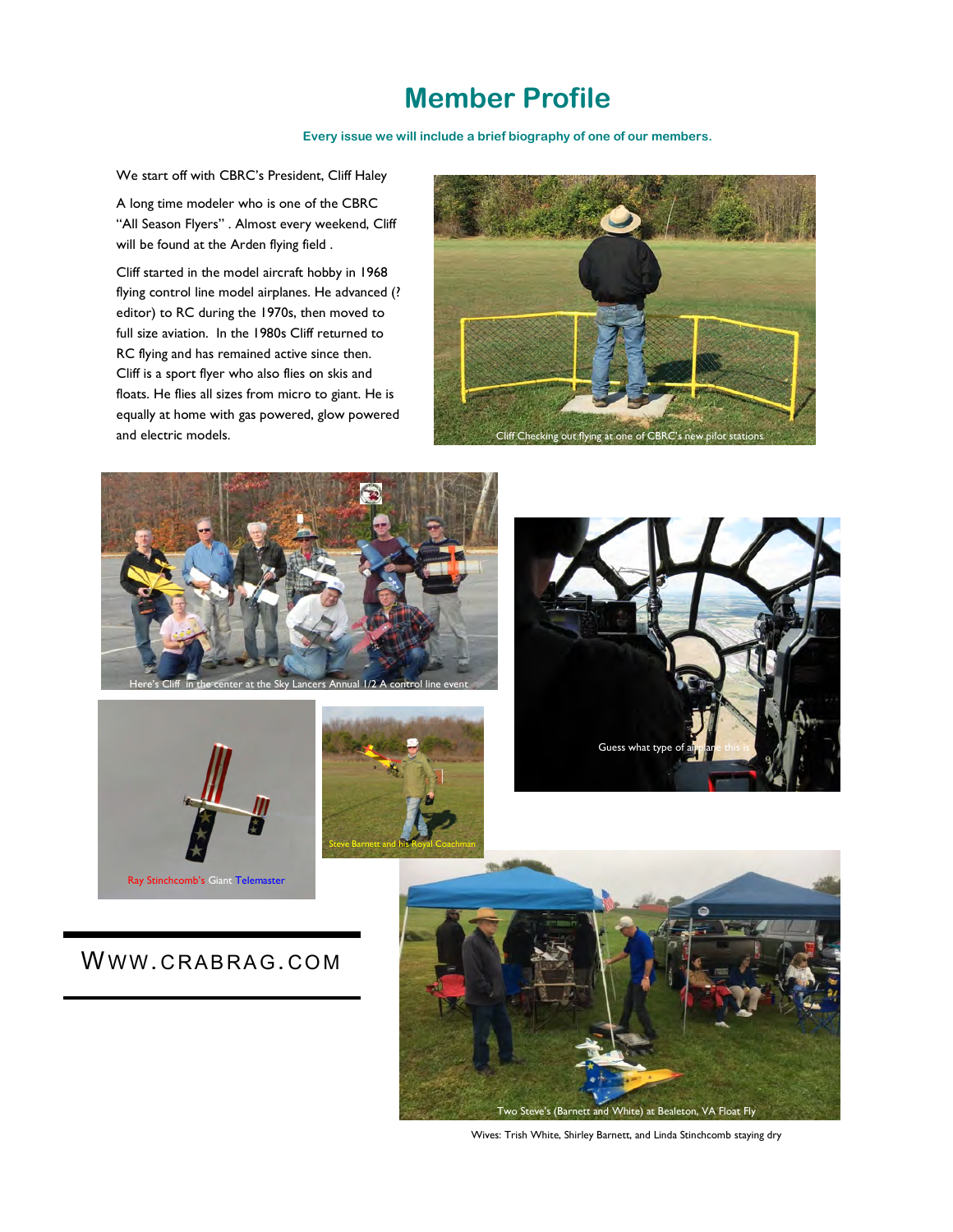# Member Profile

**Every issue we will include a brief biography of one of our members.**

We start off with CBRC's President, Cliff Haley

A long time modeler who is one of the CBRC "All Season Flyers" . Almost every weekend, Cliff will be found at the Arden flying field .

Cliff started in the model aircraft hobby in 1968 flying control line model airplanes. He advanced (? editor) to RC during the 1970s, then moved to full size aviation. In the 1980s Cliff returned to RC flying and has remained active since then. Cliff is a sport flyer who also flies on skis and floats. He flies all sizes from micro to giant. He is equally at home with gas powered, glow powered and electric models.

Cliff Checking out flying at one of CBRC's new pilot stations

Here's Cliff in the center at the Sky Lancers Annual 1/2 A control line event

Guess what type of airplane this is

Ray Stinchcomb's Giant Telemaster

Steve Barnett and his Royal Coachman

WWW.CRABRAG.COM

Two Steve's (Barnett and White) at Bealeton, VA Float Fly

Wives: Trish White, Shirley Barnett, and Linda Stinchcomb staying dry